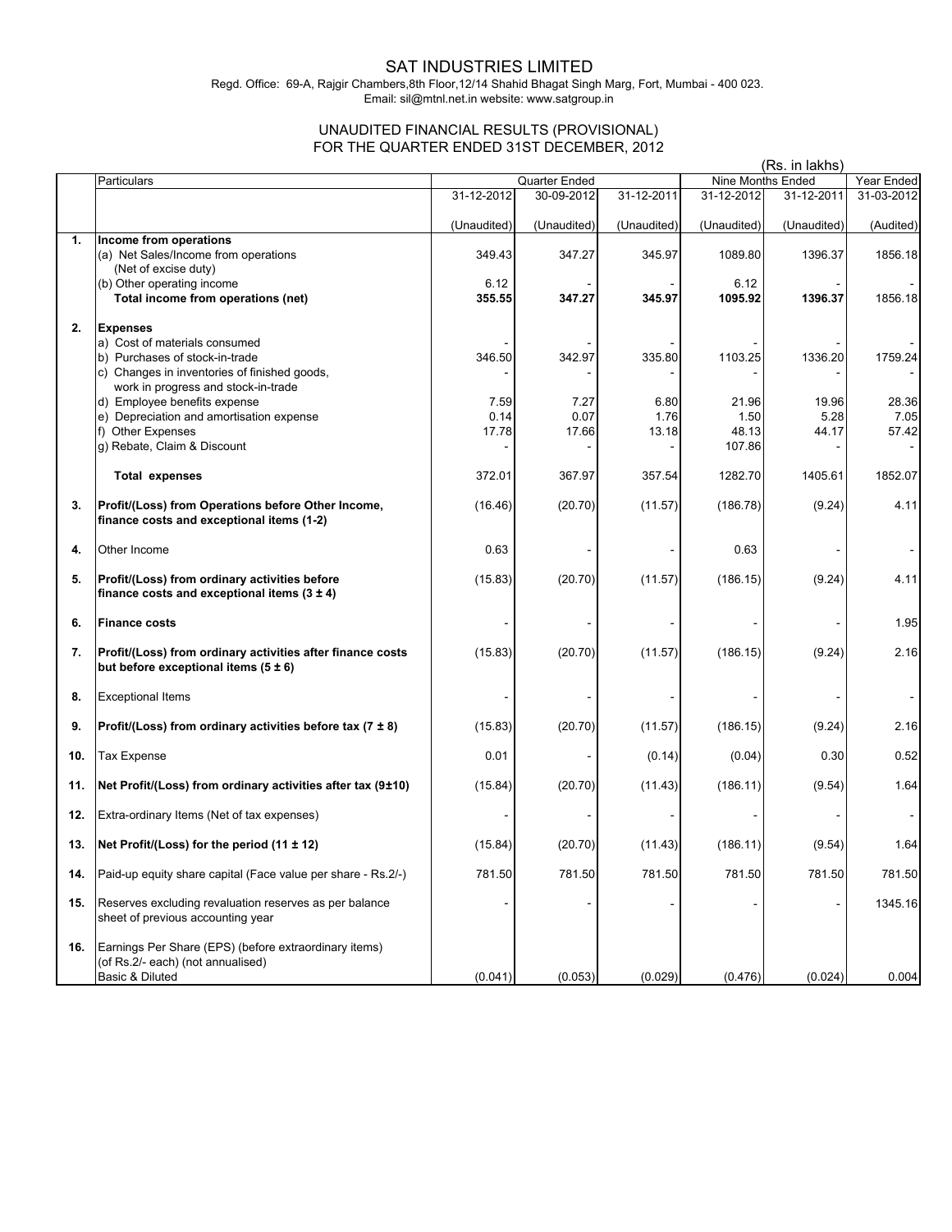# SAT INDUSTRIES LIMITED

Regd. Office: 69-A, Rajgir Chambers,8th Floor,12/14 Shahid Bhagat Singh Marg, Fort, Mumbai - 400 023.
Email: sil@mtnl.net.in website: www.satgroup.in

## UNAUDITED FINANCIAL RESULTS (PROVISIONAL)
## FOR THE QUARTER ENDED 31ST DECEMBER, 2012

(Rs. in lakhs)

| | Particulars | Quarter Ended | | | Nine Months Ended | | Year Ended |
|---|---|---|---|---|---|---|---|
| | | 31-12-2012 | 30-09-2012 | 31-12-2011 | 31-12-2012 | 31-12-2011 | 31-03-2012 |
| | | (Unaudited) | (Unaudited) | (Unaudited) | (Unaudited) | (Unaudited) | (Audited) |
| **1.** | **Income from operations** | | | | | | |
| | (a) Net Sales/Income from operations (Net of excise duty) | 349.43 | 347.27 | 345.97 | 1089.80 | 1396.37 | 1856.18 |
| | (b) Other operating income | 6.12 | - | - | 6.12 | - | - |
| | **Total income from operations (net)** | **355.55** | **347.27** | **345.97** | **1095.92** | **1396.37** | 1856.18 |
| **2.** | **Expenses** | | | | | | |
| | a) Cost of materials consumed | - | - | - | - | - | - |
| | b) Purchases of stock-in-trade | 346.50 | 342.97 | 335.80 | 1103.25 | 1336.20 | 1759.24 |
| | c) Changes in inventories of finished goods, work in progress and stock-in-trade | - | - | - | - | - | - |
| | d) Employee benefits expense | 7.59 | 7.27 | 6.80 | 21.96 | 19.96 | 28.36 |
| | e) Depreciation and amortisation expense | 0.14 | 0.07 | 1.76 | 1.50 | 5.28 | 7.05 |
| | f) Other Expenses | 17.78 | 17.66 | 13.18 | 48.13 | 44.17 | 57.42 |
| | g) Rebate, Claim & Discount | - | - | - | 107.86 | - | - |
| | **Total expenses** | 372.01 | 367.97 | 357.54 | 1282.70 | 1405.61 | 1852.07 |
| **3.** | **Profit/(Loss) from Operations before Other Income, finance costs and exceptional items (1-2)** | (16.46) | (20.70) | (11.57) | (186.78) | (9.24) | 4.11 |
| **4.** | Other Income | 0.63 | - | - | 0.63 | - | - |
| **5.** | **Profit/(Loss) from ordinary activities before finance costs and exceptional items (3 ± 4)** | (15.83) | (20.70) | (11.57) | (186.15) | (9.24) | 4.11 |
| **6.** | **Finance costs** | - | - | - | - | - | 1.95 |
| **7.** | **Profit/(Loss) from ordinary activities after finance costs but before exceptional items (5 ± 6)** | (15.83) | (20.70) | (11.57) | (186.15) | (9.24) | 2.16 |
| **8.** | Exceptional Items | - | - | - | - | - | - |
| **9.** | **Profit/(Loss) from ordinary activities before tax (7 ± 8)** | (15.83) | (20.70) | (11.57) | (186.15) | (9.24) | 2.16 |
| **10.** | Tax Expense | 0.01 | - | (0.14) | (0.04) | 0.30 | 0.52 |
| **11.** | **Net Profit/(Loss) from ordinary activities after tax (9±10)** | (15.84) | (20.70) | (11.43) | (186.11) | (9.54) | 1.64 |
| **12.** | Extra-ordinary Items (Net of tax expenses) | - | - | - | - | - | - |
| **13.** | **Net Profit/(Loss) for the period (11 ± 12)** | (15.84) | (20.70) | (11.43) | (186.11) | (9.54) | 1.64 |
| **14.** | Paid-up equity share capital (Face value per share - Rs.2/-) | 781.50 | 781.50 | 781.50 | 781.50 | 781.50 | 781.50 |
| **15.** | Reserves excluding revaluation reserves as per balance sheet of previous accounting year | - | - | - | - | - | 1345.16 |
| **16.** | Earnings Per Share (EPS) (before extraordinary items) (of Rs.2/- each) (not annualised) Basic & Diluted | (0.041) | (0.053) | (0.029) | (0.476) | (0.024) | 0.004 |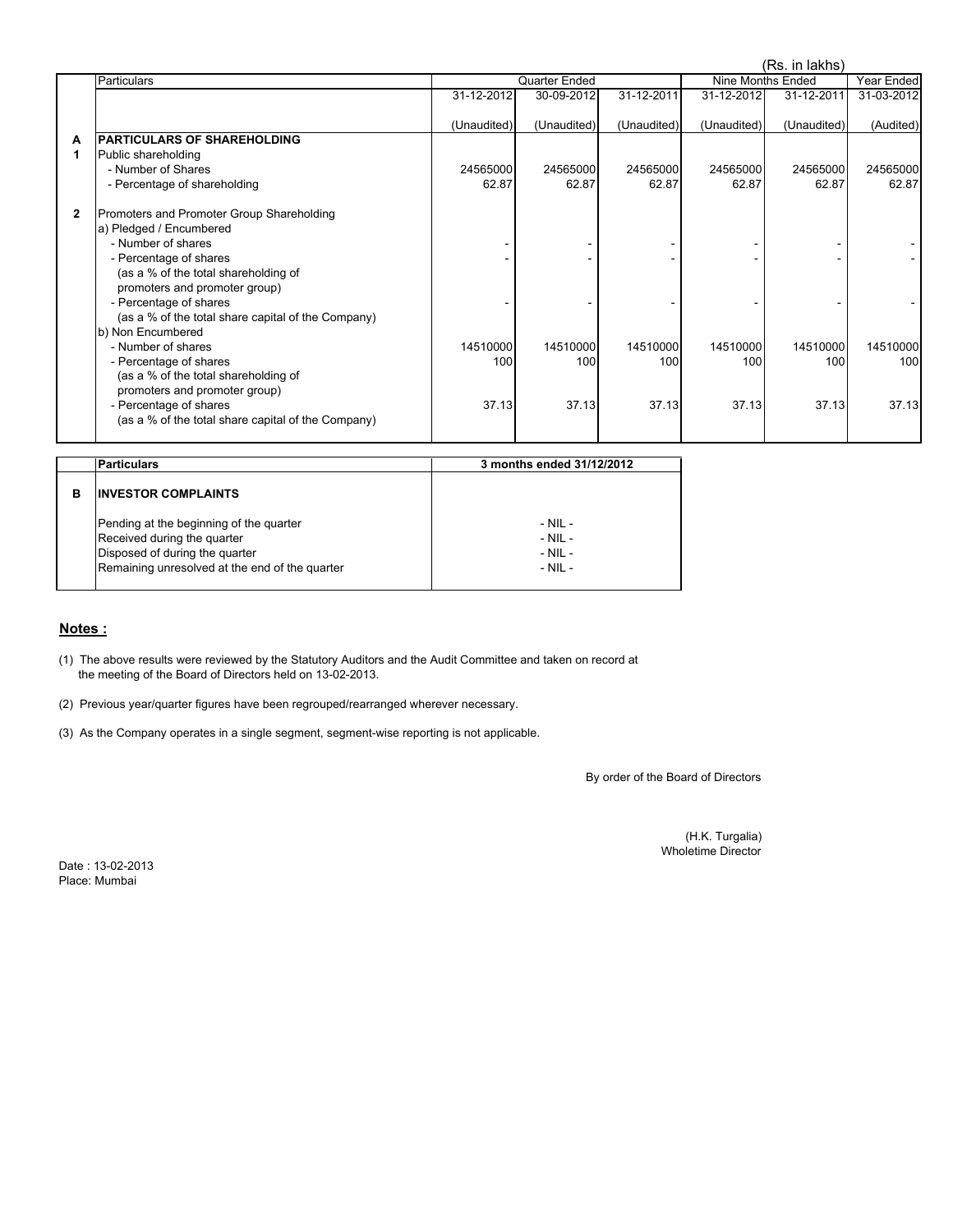(Rs. in lakhs)

| | Particulars | Quarter Ended | | | Nine Months Ended | | Year Ended |
|---|---|---|---|---|---|---|---|
| | | 31-12-2012 | 30-09-2012 | 31-12-2011 | 31-12-2012 | 31-12-2011 | 31-03-2012 |
| | | (Unaudited) | (Unaudited) | (Unaudited) | (Unaudited) | (Unaudited) | (Audited) |
| **A** | **PARTICULARS OF SHAREHOLDING** | | | | | | |
| **1** | Public shareholding | | | | | | |
| | - Number of Shares | 24565000 | 24565000 | 24565000 | 24565000 | 24565000 | 24565000 |
| | - Percentage of shareholding | 62.87 | 62.87 | 62.87 | 62.87 | 62.87 | 62.87 |
| **2** | Promoters and Promoter Group Shareholding | | | | | | |
| | a) Pledged / Encumbered | | | | | | |
| | - Number of shares | - | - | - | - | - | - |
| | - Percentage of shares (as a % of the total shareholding of promoters and promoter group) | - | - | - | - | - | - |
| | - Percentage of shares (as a % of the total share capital of the Company) | - | - | - | - | - | - |
| | b) Non Encumbered | | | | | | |
| | - Number of shares | 14510000 | 14510000 | 14510000 | 14510000 | 14510000 | 14510000 |
| | - Percentage of shares (as a % of the total shareholding of promoters and promoter group) | 100 | 100 | 100 | 100 | 100 | 100 |
| | - Percentage of shares (as a % of the total share capital of the Company) | 37.13 | 37.13 | 37.13 | 37.13 | 37.13 | 37.13 |

| | **Particulars** | **3 months ended 31/12/2012** |
|---|---|---|
| **B** | **INVESTOR COMPLAINTS** | |
| | Pending at the beginning of the quarter | - NIL - |
| | Received during the quarter | - NIL - |
| | Disposed of during the quarter | - NIL - |
| | Remaining unresolved at the end of the quarter | - NIL - |

**Notes :**

(1) The above results were reviewed by the Statutory Auditors and the Audit Committee and taken on record at the meeting of the Board of Directors held on 13-02-2013.

(2) Previous year/quarter figures have been regrouped/rearranged wherever necessary.

(3) As the Company operates in a single segment, segment-wise reporting is not applicable.

By order of the Board of Directors

(H.K. Turgalia)
Wholetime Director

Date : 13-02-2013
Place: Mumbai